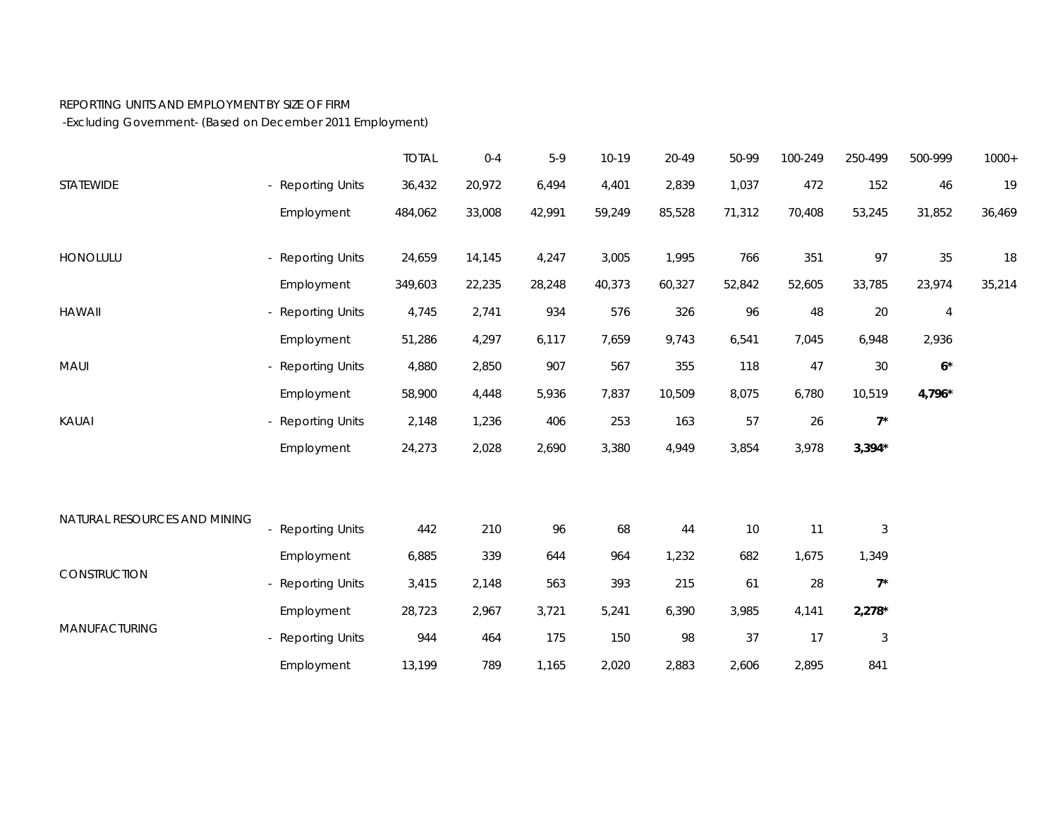REPORTING UNITS AND EMPLOYMENT BY SIZE OF FIRM

-Excluding Government- (Based on December 2011 Employment)

| | | TOTAL | 0-4 | 5-9 | 10-19 | 20-49 | 50-99 | 100-249 | 250-499 | 500-999 | 1000+ |
|---|---|---|---|---|---|---|---|---|---|---|---|
| STATEWIDE | - Reporting Units | 36,432 | 20,972 | 6,494 | 4,401 | 2,839 | 1,037 | 472 | 152 | 46 | 19 |
| | Employment | 484,062 | 33,008 | 42,991 | 59,249 | 85,528 | 71,312 | 70,408 | 53,245 | 31,852 | 36,469 |
| HONOLULU | - Reporting Units | 24,659 | 14,145 | 4,247 | 3,005 | 1,995 | 766 | 351 | 97 | 35 | 18 |
| | Employment | 349,603 | 22,235 | 28,248 | 40,373 | 60,327 | 52,842 | 52,605 | 33,785 | 23,974 | 35,214 |
| HAWAII | - Reporting Units | 4,745 | 2,741 | 934 | 576 | 326 | 96 | 48 | 20 | 4 | |
| | Employment | 51,286 | 4,297 | 6,117 | 7,659 | 9,743 | 6,541 | 7,045 | 6,948 | 2,936 | |
| MAUI | - Reporting Units | 4,880 | 2,850 | 907 | 567 | 355 | 118 | 47 | 30 | **6*** | |
| | Employment | 58,900 | 4,448 | 5,936 | 7,837 | 10,509 | 8,075 | 6,780 | 10,519 | **4,796*** | |
| KAUAI | - Reporting Units | 2,148 | 1,236 | 406 | 253 | 163 | 57 | 26 | **7*** | | |
| | Employment | 24,273 | 2,028 | 2,690 | 3,380 | 4,949 | 3,854 | 3,978 | **3,394*** | | |
| NATURAL RESOURCES AND MINING | - Reporting Units | 442 | 210 | 96 | 68 | 44 | 10 | 11 | 3 | | |
| | Employment | 6,885 | 339 | 644 | 964 | 1,232 | 682 | 1,675 | 1,349 | | |
| CONSTRUCTION | - Reporting Units | 3,415 | 2,148 | 563 | 393 | 215 | 61 | 28 | **7*** | | |
| | Employment | 28,723 | 2,967 | 3,721 | 5,241 | 6,390 | 3,985 | 4,141 | **2,278*** | | |
| MANUFACTURING | - Reporting Units | 944 | 464 | 175 | 150 | 98 | 37 | 17 | 3 | | |
| | Employment | 13,199 | 789 | 1,165 | 2,020 | 2,883 | 2,606 | 2,895 | 841 | | |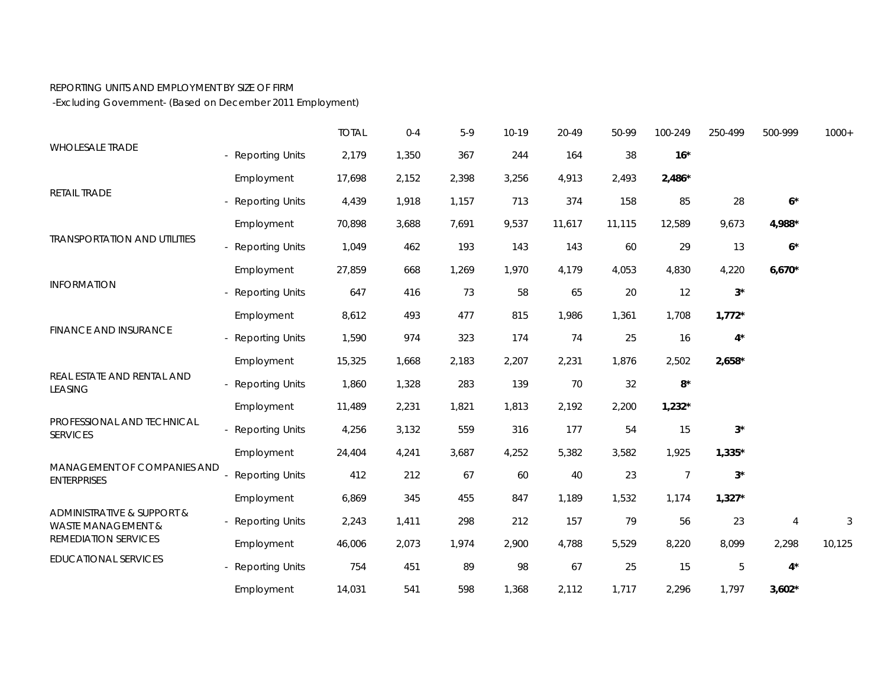REPORTING UNITS AND EMPLOYMENT BY SIZE OF FIRM
-Excluding Government- (Based on December 2011 Employment)

| | | TOTAL | 0-4 | 5-9 | 10-19 | 20-49 | 50-99 | 100-249 | 250-499 | 500-999 | 1000+ |
|---|---|---|---|---|---|---|---|---|---|---|---|
| WHOLESALE TRADE | - Reporting Units | 2,179 | 1,350 | 367 | 244 | 164 | 38 | **16*** | | | |
| | Employment | 17,698 | 2,152 | 2,398 | 3,256 | 4,913 | 2,493 | **2,486*** | | | |
| RETAIL TRADE | - Reporting Units | 4,439 | 1,918 | 1,157 | 713 | 374 | 158 | 85 | 28 | **6*** | |
| | Employment | 70,898 | 3,688 | 7,691 | 9,537 | 11,617 | 11,115 | 12,589 | 9,673 | **4,988*** | |
| TRANSPORTATION AND UTILITIES | - Reporting Units | 1,049 | 462 | 193 | 143 | 143 | 60 | 29 | 13 | **6*** | |
| | Employment | 27,859 | 668 | 1,269 | 1,970 | 4,179 | 4,053 | 4,830 | 4,220 | **6,670*** | |
| INFORMATION | - Reporting Units | 647 | 416 | 73 | 58 | 65 | 20 | 12 | **3*** | | |
| | Employment | 8,612 | 493 | 477 | 815 | 1,986 | 1,361 | 1,708 | **1,772*** | | |
| FINANCE AND INSURANCE | - Reporting Units | 1,590 | 974 | 323 | 174 | 74 | 25 | 16 | **4*** | | |
| | Employment | 15,325 | 1,668 | 2,183 | 2,207 | 2,231 | 1,876 | 2,502 | **2,658*** | | |
| REAL ESTATE AND RENTAL AND LEASING | - Reporting Units | 1,860 | 1,328 | 283 | 139 | 70 | 32 | **8*** | | | |
| | Employment | 11,489 | 2,231 | 1,821 | 1,813 | 2,192 | 2,200 | **1,232*** | | | |
| PROFESSIONAL AND TECHNICAL SERVICES | - Reporting Units | 4,256 | 3,132 | 559 | 316 | 177 | 54 | 15 | **3*** | | |
| | Employment | 24,404 | 4,241 | 3,687 | 4,252 | 5,382 | 3,582 | 1,925 | **1,335*** | | |
| MANAGEMENT OF COMPANIES AND ENTERPRISES | - Reporting Units | 412 | 212 | 67 | 60 | 40 | 23 | 7 | **3*** | | |
| | Employment | 6,869 | 345 | 455 | 847 | 1,189 | 1,532 | 1,174 | **1,327*** | | |
| ADMINISTRATIVE & SUPPORT & WASTE MANAGEMENT & REMEDIATION SERVICES | - Reporting Units | 2,243 | 1,411 | 298 | 212 | 157 | 79 | 56 | 23 | 4 | 3 |
| | Employment | 46,006 | 2,073 | 1,974 | 2,900 | 4,788 | 5,529 | 8,220 | 8,099 | 2,298 | 10,125 |
| EDUCATIONAL SERVICES | - Reporting Units | 754 | 451 | 89 | 98 | 67 | 25 | 15 | 5 | **4*** | |
| | Employment | 14,031 | 541 | 598 | 1,368 | 2,112 | 1,717 | 2,296 | 1,797 | **3,602*** | |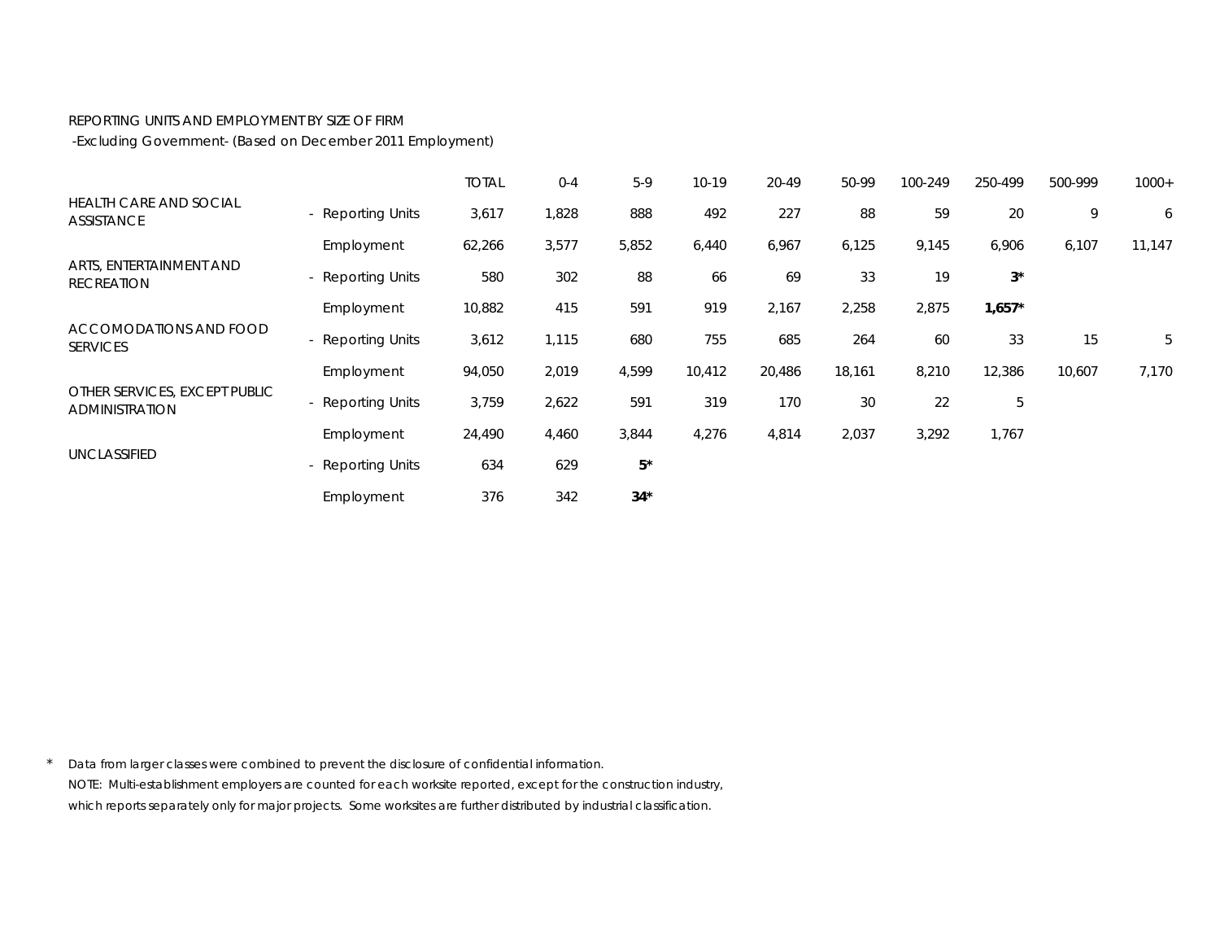REPORTING UNITS AND EMPLOYMENT BY SIZE OF FIRM

-Excluding Government- (Based on December 2011 Employment)

| | | TOTAL | 0-4 | 5-9 | 10-19 | 20-49 | 50-99 | 100-249 | 250-499 | 500-999 | 1000+ |
|---|---|---|---|---|---|---|---|---|---|---|---|
| HEALTH CARE AND SOCIAL ASSISTANCE | - Reporting Units | 3,617 | 1,828 | 888 | 492 | 227 | 88 | 59 | 20 | 9 | 6 |
| | Employment | 62,266 | 3,577 | 5,852 | 6,440 | 6,967 | 6,125 | 9,145 | 6,906 | 6,107 | 11,147 |
| ARTS, ENTERTAINMENT AND RECREATION | - Reporting Units | 580 | 302 | 88 | 66 | 69 | 33 | 19 | **3*** | | |
| | Employment | 10,882 | 415 | 591 | 919 | 2,167 | 2,258 | 2,875 | **1,657*** | | |
| ACCOMODATIONS AND FOOD SERVICES | - Reporting Units | 3,612 | 1,115 | 680 | 755 | 685 | 264 | 60 | 33 | 15 | 5 |
| | Employment | 94,050 | 2,019 | 4,599 | 10,412 | 20,486 | 18,161 | 8,210 | 12,386 | 10,607 | 7,170 |
| OTHER SERVICES, EXCEPT PUBLIC ADMINISTRATION | - Reporting Units | 3,759 | 2,622 | 591 | 319 | 170 | 30 | 22 | 5 | | |
| | Employment | 24,490 | 4,460 | 3,844 | 4,276 | 4,814 | 2,037 | 3,292 | 1,767 | | |
| UNCLASSIFIED | - Reporting Units | 634 | 629 | **5*** | | | | | | | |
| | Employment | 376 | 342 | **34*** | | | | | | | |

\* Data from larger classes were combined to prevent the disclosure of confidential information.

NOTE: Multi-establishment employers are counted for each worksite reported, except for the construction industry, which reports separately only for major projects. Some worksites are further distributed by industrial classification.